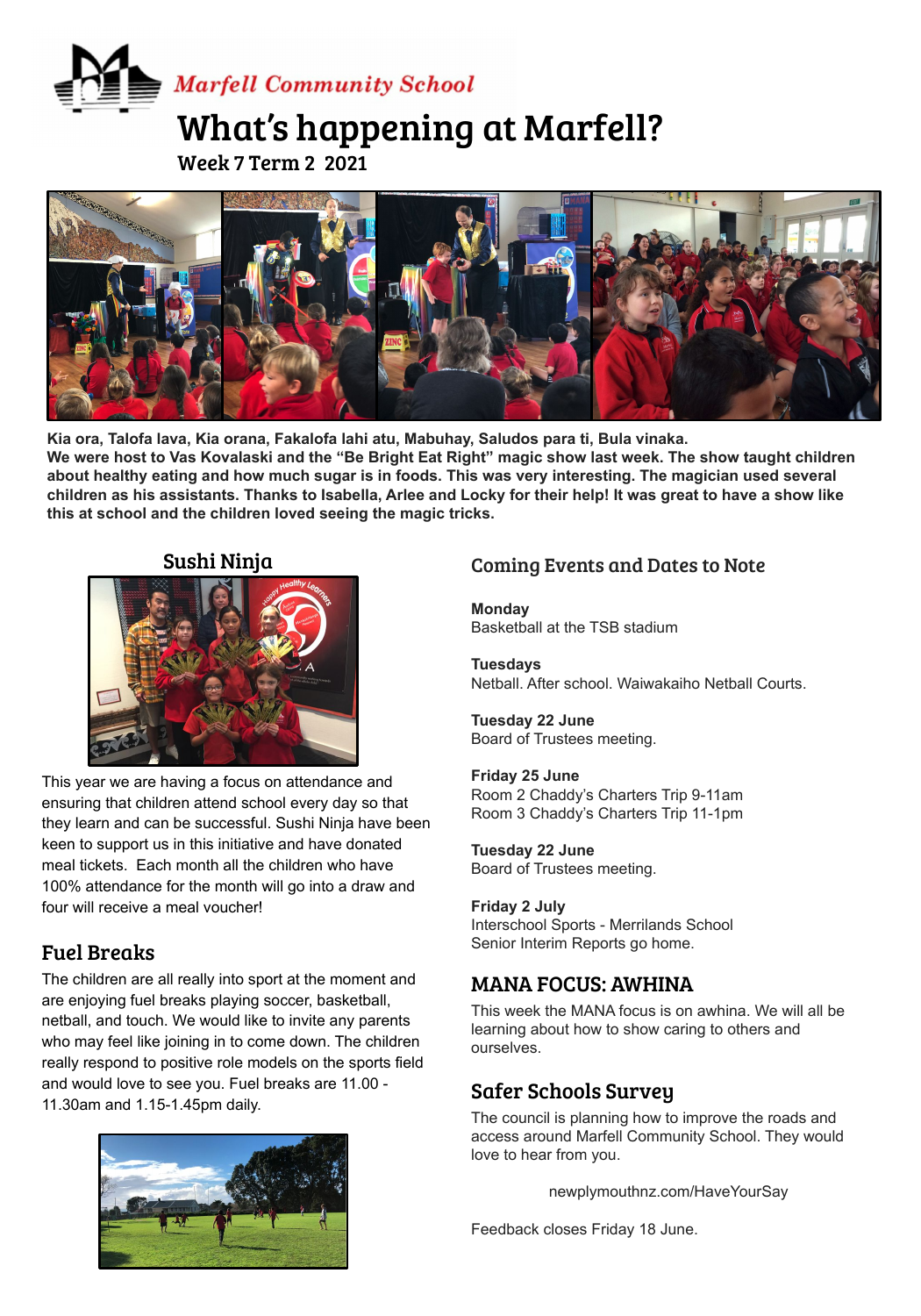Marfell Community School

# What's happening at Marfell?

Week 7 Term 2 2021

**Kia ora, Talofa lava, Kia orana, Fakalofa lahi atu, Mabuhay, Saludos para ti, Bula vinaka.**
**We were host to Vas Kovalaski and the "Be Bright Eat Right" magic show last week. The show taught children about healthy eating and how much sugar is in foods. This was very interesting. The magician used several children as his assistants. Thanks to Isabella, Arlee and Locky for their help! It was great to have a show like this at school and the children loved seeing the magic tricks.**

## Sushi Ninja

This year we are having a focus on attendance and ensuring that children attend school every day so that they learn and can be successful. Sushi Ninja have been keen to support us in this initiative and have donated meal tickets. Each month all the children who have 100% attendance for the month will go into a draw and four will receive a meal voucher!

## Fuel Breaks

The children are all really into sport at the moment and are enjoying fuel breaks playing soccer, basketball, netball, and touch. We would like to invite any parents who may feel like joining in to come down. The children really respond to positive role models on the sports field and would love to see you. Fuel breaks are 11.00 - 11.30am and 1.15-1.45pm daily.

## Coming Events and Dates to Note

**Monday**
Basketball at the TSB stadium

**Tuesdays**
Netball. After school. Waiwakaiho Netball Courts.

**Tuesday 22 June**
Board of Trustees meeting.

**Friday 25 June**
Room 2 Chaddy's Charters Trip 9-11am
Room 3 Chaddy's Charters Trip 11-1pm

**Tuesday 22 June**
Board of Trustees meeting.

**Friday 2 July**
Interschool Sports - Merrilands School
Senior Interim Reports go home.

## MANA FOCUS: AWHINA

This week the MANA focus is on awhina. We will all be learning about how to show caring to others and ourselves.

## Safer Schools Survey

The council is planning how to improve the roads and access around Marfell Community School. They would love to hear from you.

newplymouthnz.com/HaveYourSay

Feedback closes Friday 18 June.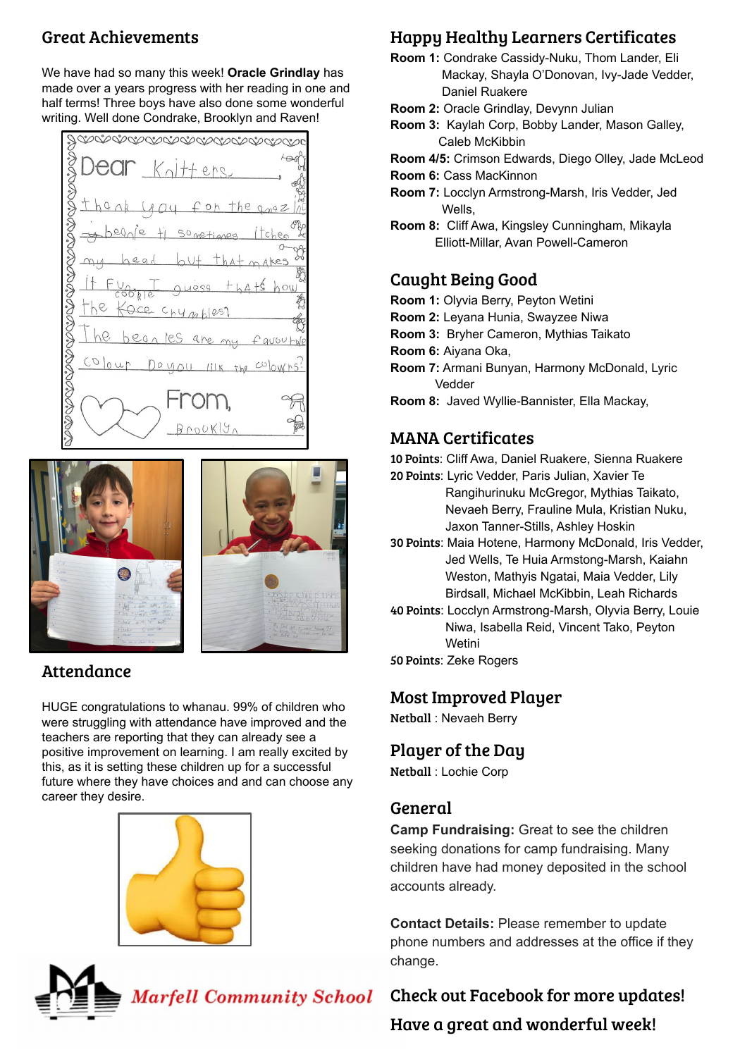## Great Achievements

We have had so many this week! **Oracle Grindlay** has made over a years progress with her reading in one and half terms! Three boys have also done some wonderful writing. Well done Condrake, Brooklyn and Raven!

## Attendance

HUGE congratulations to whanau. 99% of children who were struggling with attendance have improved and the teachers are reporting that they can already see a positive improvement on learning. I am really excited by this, as it is setting these children up for a successful future where they have choices and and can choose any career they desire.

Marfell Community School

## Happy Healthy Learners Certificates

**Room 1:** Condrake Cassidy-Nuku, Thom Lander, Eli Mackay, Shayla O'Donovan, Ivy-Jade Vedder, Daniel Ruakere
**Room 2:** Oracle Grindlay, Devynn Julian
**Room 3:** Kaylah Corp, Bobby Lander, Mason Galley, Caleb McKibbin
**Room 4/5:** Crimson Edwards, Diego Olley, Jade McLeod
**Room 6:** Cass MacKinnon
**Room 7:** Locclyn Armstrong-Marsh, Iris Vedder, Jed Wells,
**Room 8:** Cliff Awa, Kingsley Cunningham, Mikayla Elliott-Millar, Avan Powell-Cameron

## Caught Being Good

**Room 1:** Olyvia Berry, Peyton Wetini
**Room 2:** Leyana Hunia, Swayzee Niwa
**Room 3:** Bryher Cameron, Mythias Taikato
**Room 6:** Aiyana Oka,
**Room 7:** Armani Bunyan, Harmony McDonald, Lyric Vedder
**Room 8:** Javed Wyllie-Bannister, Ella Mackay,

## MANA Certificates

**10 Points**: Cliff Awa, Daniel Ruakere, Sienna Ruakere
**20 Points**: Lyric Vedder, Paris Julian, Xavier Te Rangihurinuku McGregor, Mythias Taikato, Nevaeh Berry, Frauline Mula, Kristian Nuku, Jaxon Tanner-Stills, Ashley Hoskin
**30 Points**: Maia Hotene, Harmony McDonald, Iris Vedder, Jed Wells, Te Huia Armstong-Marsh, Kaiahn Weston, Mathyis Ngatai, Maia Vedder, Lily Birdsall, Michael McKibbin, Leah Richards
**40 Points**: Locclyn Armstrong-Marsh, Olyvia Berry, Louie Niwa, Isabella Reid, Vincent Tako, Peyton Wetini
**50 Points**: Zeke Rogers

## Most Improved Player

**Netball** : Nevaeh Berry

## Player of the Day

**Netball** : Lochie Corp

## General

**Camp Fundraising:** Great to see the children seeking donations for camp fundraising. Many children have had money deposited in the school accounts already.

**Contact Details:** Please remember to update phone numbers and addresses at the office if they change.

## Check out Facebook for more updates!

## Have a great and wonderful week!